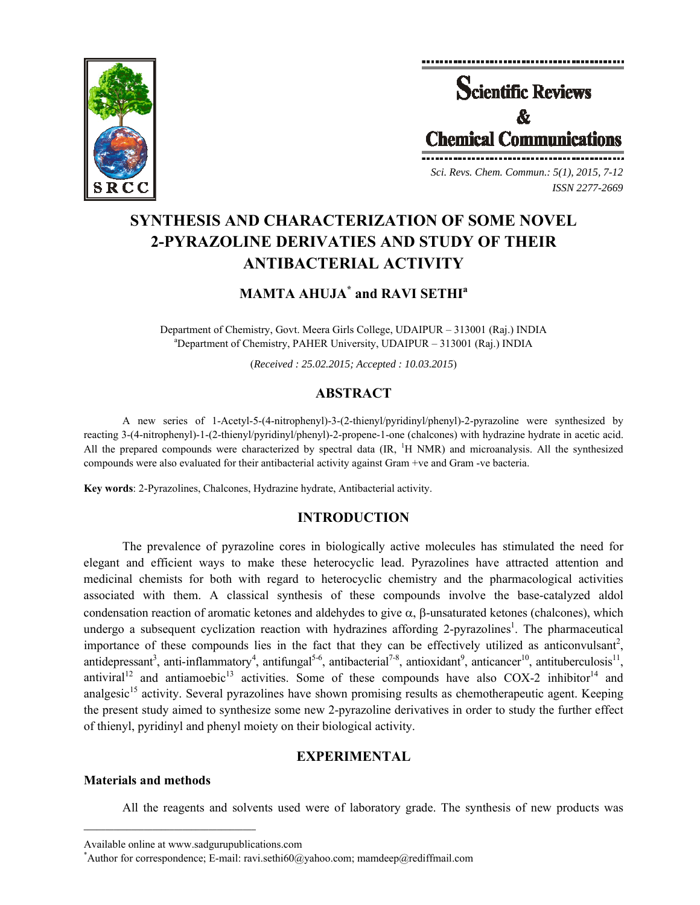# SYNTHESIS AND CHARACTERIZATION OF SOME NOVEL 2-PYRAZOLINE DERIVATIES AND STUDY OF THEIR ANTIBACTERIAL ACTIVITY

**MAMTA AHUJA[*] and RAVI SETHI[a]**

Department of Chemistry, Govt. Meera Girls College, UDAIPUR – 313001 (Raj.) INDIA
[a]Department of Chemistry, PAHER University, UDAIPUR – 313001 (Raj.) INDIA

(*Received : 25.02.2015; Accepted : 10.03.2015*)

## ABSTRACT

A new series of 1-Acetyl-5-(4-nitrophenyl)-3-(2-thienyl/pyridinyl/phenyl)-2-pyrazoline were synthesized by reacting 3-(4-nitrophenyl)-1-(2-thienyl/pyridinyl/phenyl)-2-propene-1-one (chalcones) with hydrazine hydrate in acetic acid. All the prepared compounds were characterized by spectral data (IR, $^1$H NMR) and microanalysis. All the synthesized compounds were also evaluated for their antibacterial activity against Gram +ve and Gram -ve bacteria.

**Key words**: 2-Pyrazolines, Chalcones, Hydrazine hydrate, Antibacterial activity.

## INTRODUCTION

The prevalence of pyrazoline cores in biologically active molecules has stimulated the need for elegant and efficient ways to make these heterocyclic lead. Pyrazolines have attracted attention and medicinal chemists for both with regard to heterocyclic chemistry and the pharmacological activities associated with them. A classical synthesis of these compounds involve the base-catalyzed aldol condensation reaction of aromatic ketones and aldehydes to give $\alpha$, $\beta$-unsaturated ketones (chalcones), which undergo a subsequent cyclization reaction with hydrazines affording 2-pyrazolines[1]. The pharmaceutical importance of these compounds lies in the fact that they can be effectively utilized as anticonvulsant[2], antidepressant[3], anti-inflammatory[4], antifungal[5-6], antibacterial[7-8], antioxidant[9], anticancer[10], antituberculosis[11], antiviral[12] and antiamoebic[13] activities. Some of these compounds have also COX-2 inhibitor[14] and analgesic[15] activity. Several pyrazolines have shown promising results as chemotherapeutic agent. Keeping the present study aimed to synthesize some new 2-pyrazoline derivatives in order to study the further effect of thienyl, pyridinyl and phenyl moiety on their biological activity.

## EXPERIMENTAL

### Materials and methods

All the reagents and solvents used were of laboratory grade. The synthesis of new products was

---

Available online at www.sadgurupublications.com
[*]Author for correspondence; E-mail: ravi.sethi60@yahoo.com; mamdeep@rediffmail.com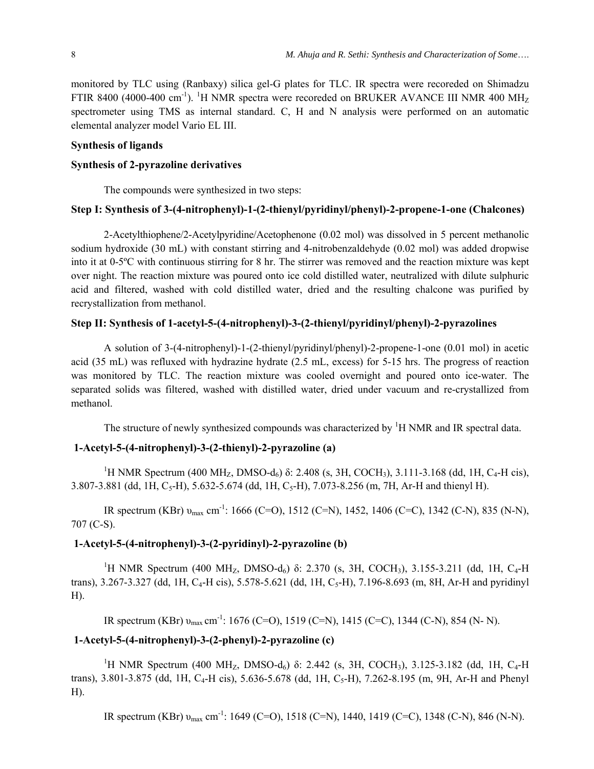monitored by TLC using (Ranbaxy) silica gel-G plates for TLC. IR spectra were recoreded on Shimadzu FTIR 8400 (4000-400 $cm^{-1}$). $^1H$ NMR spectra were recoreded on BRUKER AVANCE III NMR 400 $MH_Z$ spectrometer using TMS as internal standard. C, H and N analysis were performed on an automatic elemental analyzer model Vario EL III.

## Synthesis of ligands

### Synthesis of 2-pyrazoline derivatives

The compounds were synthesized in two steps:

### Step I: Synthesis of 3-(4-nitrophenyl)-1-(2-thienyl/pyridinyl/phenyl)-2-propene-1-one (Chalcones)

2-Acetylthiophene/2-Acetylpyridine/Acetophenone (0.02 mol) was dissolved in 5 percent methanolic sodium hydroxide (30 mL) with constant stirring and 4-nitrobenzaldehyde (0.02 mol) was added dropwise into it at 0-5ºC with continuous stirring for 8 hr. The stirrer was removed and the reaction mixture was kept over night. The reaction mixture was poured onto ice cold distilled water, neutralized with dilute sulphuric acid and filtered, washed with cold distilled water, dried and the resulting chalcone was purified by recrystallization from methanol.

### Step II: Synthesis of 1-acetyl-5-(4-nitrophenyl)-3-(2-thienyl/pyridinyl/phenyl)-2-pyrazolines

A solution of 3-(4-nitrophenyl)-1-(2-thienyl/pyridinyl/phenyl)-2-propene-1-one (0.01 mol) in acetic acid (35 mL) was refluxed with hydrazine hydrate (2.5 mL, excess) for 5-15 hrs. The progress of reaction was monitored by TLC. The reaction mixture was cooled overnight and poured onto ice-water. The separated solids was filtered, washed with distilled water, dried under vacuum and re-crystallized from methanol.

The structure of newly synthesized compounds was characterized by $^1H$ NMR and IR spectral data.

### 1-Acetyl-5-(4-nitrophenyl)-3-(2-thienyl)-2-pyrazoline (a)

$^1H$ NMR Spectrum (400 $MH_Z$, DMSO-$d_6$) δ: 2.408 (s, 3H, $COCH_3$), 3.111-3.168 (dd, 1H, $C_4$-H cis), 3.807-3.881 (dd, 1H, $C_5$-H), 5.632-5.674 (dd, 1H, $C_5$-H), 7.073-8.256 (m, 7H, Ar-H and thienyl H).

IR spectrum (KBr) $\upsilon_{max}$ $cm^{-1}$: 1666 (C=O), 1512 (C=N), 1452, 1406 (C=C), 1342 (C-N), 835 (N-N), 707 (C-S).

### 1-Acetyl-5-(4-nitrophenyl)-3-(2-pyridinyl)-2-pyrazoline (b)

$^1H$ NMR Spectrum (400 $MH_Z$, DMSO-$d_6$) δ: 2.370 (s, 3H, $COCH_3$), 3.155-3.211 (dd, 1H, $C_4$-H trans), 3.267-3.327 (dd, 1H, $C_4$-H cis), 5.578-5.621 (dd, 1H, $C_5$-H), 7.196-8.693 (m, 8H, Ar-H and pyridinyl H).

IR spectrum (KBr) $\upsilon_{max}$ $cm^{-1}$: 1676 (C=O), 1519 (C=N), 1415 (C=C), 1344 (C-N), 854 (N- N).

### 1-Acetyl-5-(4-nitrophenyl)-3-(2-phenyl)-2-pyrazoline (c)

$^1H$ NMR Spectrum (400 $MH_Z$, DMSO-$d_6$) δ: 2.442 (s, 3H, $COCH_3$), 3.125-3.182 (dd, 1H, $C_4$-H trans), 3.801-3.875 (dd, 1H, $C_4$-H cis), 5.636-5.678 (dd, 1H, $C_5$-H), 7.262-8.195 (m, 9H, Ar-H and Phenyl H).

IR spectrum (KBr) $\upsilon_{max}$ $cm^{-1}$: 1649 (C=O), 1518 (C=N), 1440, 1419 (C=C), 1348 (C-N), 846 (N-N).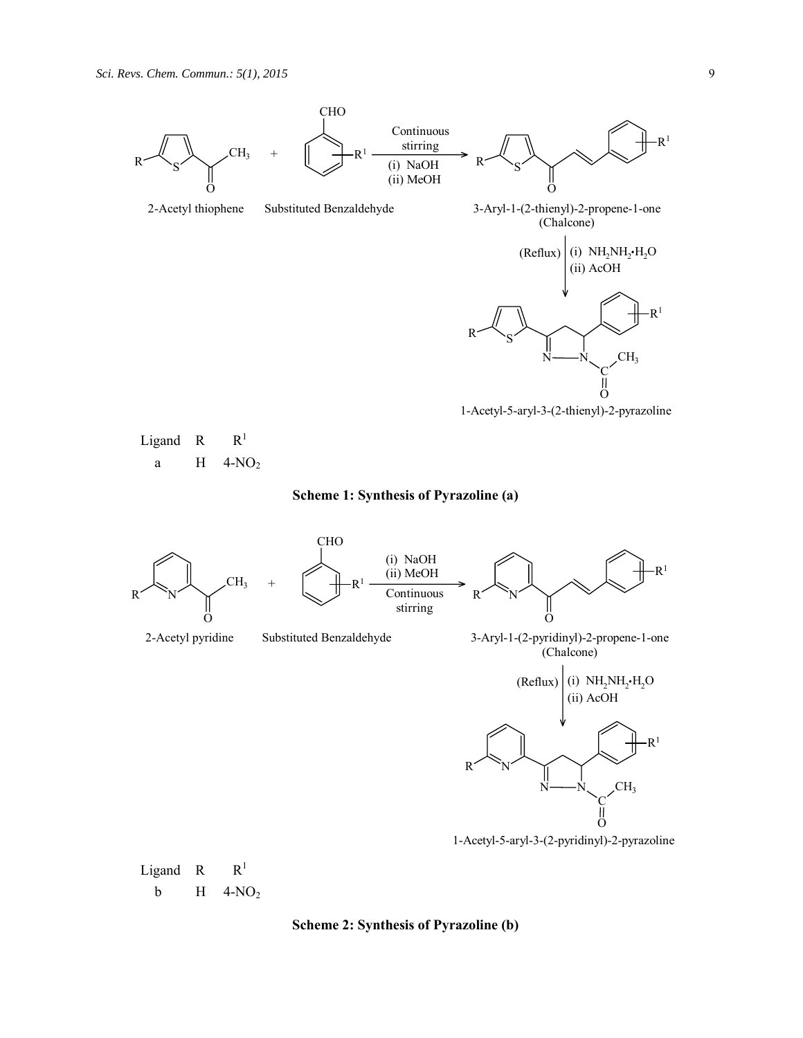2-Acetyl thiophene + Substituted Benzaldehyde → (Continuous stirring; (i) NaOH (ii) MeOH) → 3-Aryl-1-(2-thienyl)-2-propene-1-one (Chalcone) → ((Reflux) (i) $NH_2NH_2{\cdot}H_2O$ (ii) AcOH) → 1-Acetyl-5-aryl-3-(2-thienyl)-2-pyrazoline

| Ligand | R | $R^1$ |
|---|---|---|
| a | H | 4-$NO_2$ |

**Scheme 1: Synthesis of Pyrazoline (a)**

2-Acetyl pyridine + Substituted Benzaldehyde → ((i) NaOH (ii) MeOH; Continuous stirring) → 3-Aryl-1-(2-pyridinyl)-2-propene-1-one (Chalcone) → ((Reflux) (i) $NH_2NH_2{\cdot}H_2O$ (ii) AcOH) → 1-Acetyl-5-aryl-3-(2-pyridinyl)-2-pyrazoline

| Ligand | R | $R^1$ |
|---|---|---|
| b | H | 4-$NO_2$ |

**Scheme 2: Synthesis of Pyrazoline (b)**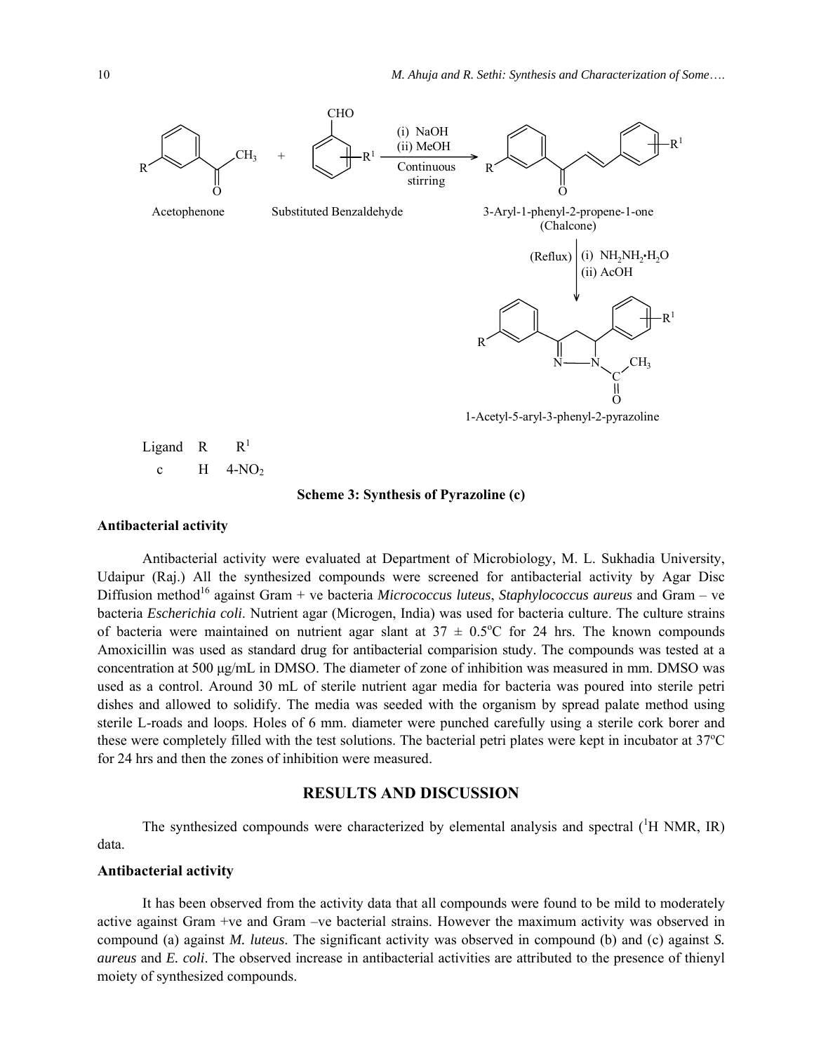Acetophenone + Substituted Benzaldehyde → (i) NaOH (ii) MeOH, Continuous stirring → 3-Aryl-1-phenyl-2-propene-1-one (Chalcone)

(Reflux) (i) $NH_2NH_2 \cdot H_2O$ (ii) AcOH → 1-Acetyl-5-aryl-3-phenyl-2-pyrazoline

| Ligand | R | $R^1$ |
|---|---|---|
| c | H | 4-$NO_2$ |

**Scheme 3: Synthesis of Pyrazoline (c)**

### Antibacterial activity

Antibacterial activity were evaluated at Department of Microbiology, M. L. Sukhadia University, Udaipur (Raj.) All the synthesized compounds were screened for antibacterial activity by Agar Disc Diffusion method[16] against Gram + ve bacteria *Micrococcus luteus*, *Staphylococcus aureus* and Gram – ve bacteria *Escherichia coli*. Nutrient agar (Microgen, India) was used for bacteria culture. The culture strains of bacteria were maintained on nutrient agar slant at 37 ± 0.5°C for 24 hrs. The known compounds Amoxicillin was used as standard drug for antibacterial comparision study. The compounds was tested at a concentration at 500 µg/mL in DMSO. The diameter of zone of inhibition was measured in mm. DMSO was used as a control. Around 30 mL of sterile nutrient agar media for bacteria was poured into sterile petri dishes and allowed to solidify. The media was seeded with the organism by spread palate method using sterile L-roads and loops. Holes of 6 mm. diameter were punched carefully using a sterile cork borer and these were completely filled with the test solutions. The bacterial petri plates were kept in incubator at 37°C for 24 hrs and then the zones of inhibition were measured.

## RESULTS AND DISCUSSION

The synthesized compounds were characterized by elemental analysis and spectral ($^1$H NMR, IR) data.

### Antibacterial activity

It has been observed from the activity data that all compounds were found to be mild to moderately active against Gram +ve and Gram –ve bacterial strains. However the maximum activity was observed in compound (a) against *M. luteus*. The significant activity was observed in compound (b) and (c) against *S. aureus* and *E. coli*. The observed increase in antibacterial activities are attributed to the presence of thienyl moiety of synthesized compounds.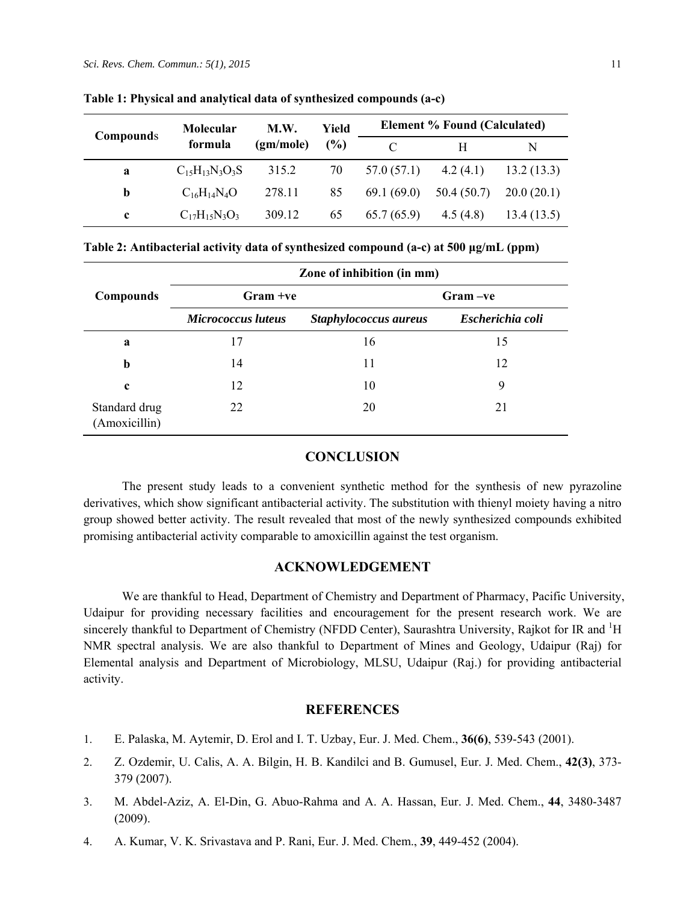**Table 1: Physical and analytical data of synthesized compounds (a-c)**

| Compounds | Molecular formula | M.W. (gm/mole) | Yield (%) | Element % Found (Calculated) | | |
|---|---|---|---|---|---|---|
| | | | | C | H | N |
| **a** | $C_{15}H_{13}N_3O_3S$ | 315.2 | 70 | 57.0 (57.1) | 4.2 (4.1) | 13.2 (13.3) |
| **b** | $C_{16}H_{14}N_4O$ | 278.11 | 85 | 69.1 (69.0) | 50.4 (50.7) | 20.0 (20.1) |
| **c** | $C_{17}H_{15}N_3O_3$ | 309.12 | 65 | 65.7 (65.9) | 4.5 (4.8) | 13.4 (13.5) |

**Table 2: Antibacterial activity data of synthesized compound (a-c) at 500 µg/mL (ppm)**

| Compounds | Zone of inhibition (in mm) | | |
|---|---|---|---|
| | Gram +ve | | Gram –ve |
| | ***Micrococcus luteus*** | ***Staphylococcus aureus*** | ***Escherichia coli*** |
| **a** | 17 | 16 | 15 |
| **b** | 14 | 11 | 12 |
| **c** | 12 | 10 | 9 |
| Standard drug (Amoxicillin) | 22 | 20 | 21 |

## CONCLUSION

The present study leads to a convenient synthetic method for the synthesis of new pyrazoline derivatives, which show significant antibacterial activity. The substitution with thienyl moiety having a nitro group showed better activity. The result revealed that most of the newly synthesized compounds exhibited promising antibacterial activity comparable to amoxicillin against the test organism.

## ACKNOWLEDGEMENT

We are thankful to Head, Department of Chemistry and Department of Pharmacy, Pacific University, Udaipur for providing necessary facilities and encouragement for the present research work. We are sincerely thankful to Department of Chemistry (NFDD Center), Saurashtra University, Rajkot for IR and $^1$H NMR spectral analysis. We are also thankful to Department of Mines and Geology, Udaipur (Raj) for Elemental analysis and Department of Microbiology, MLSU, Udaipur (Raj.) for providing antibacterial activity.

## REFERENCES

1. E. Palaska, M. Aytemir, D. Erol and I. T. Uzbay, Eur. J. Med. Chem., **36(6)**, 539-543 (2001).
2. Z. Ozdemir, U. Calis, A. A. Bilgin, H. B. Kandilci and B. Gumusel, Eur. J. Med. Chem., **42(3)**, 373-379 (2007).
3. M. Abdel-Aziz, A. El-Din, G. Abuo-Rahma and A. A. Hassan, Eur. J. Med. Chem., **44**, 3480-3487 (2009).
4. A. Kumar, V. K. Srivastava and P. Rani, Eur. J. Med. Chem., **39**, 449-452 (2004).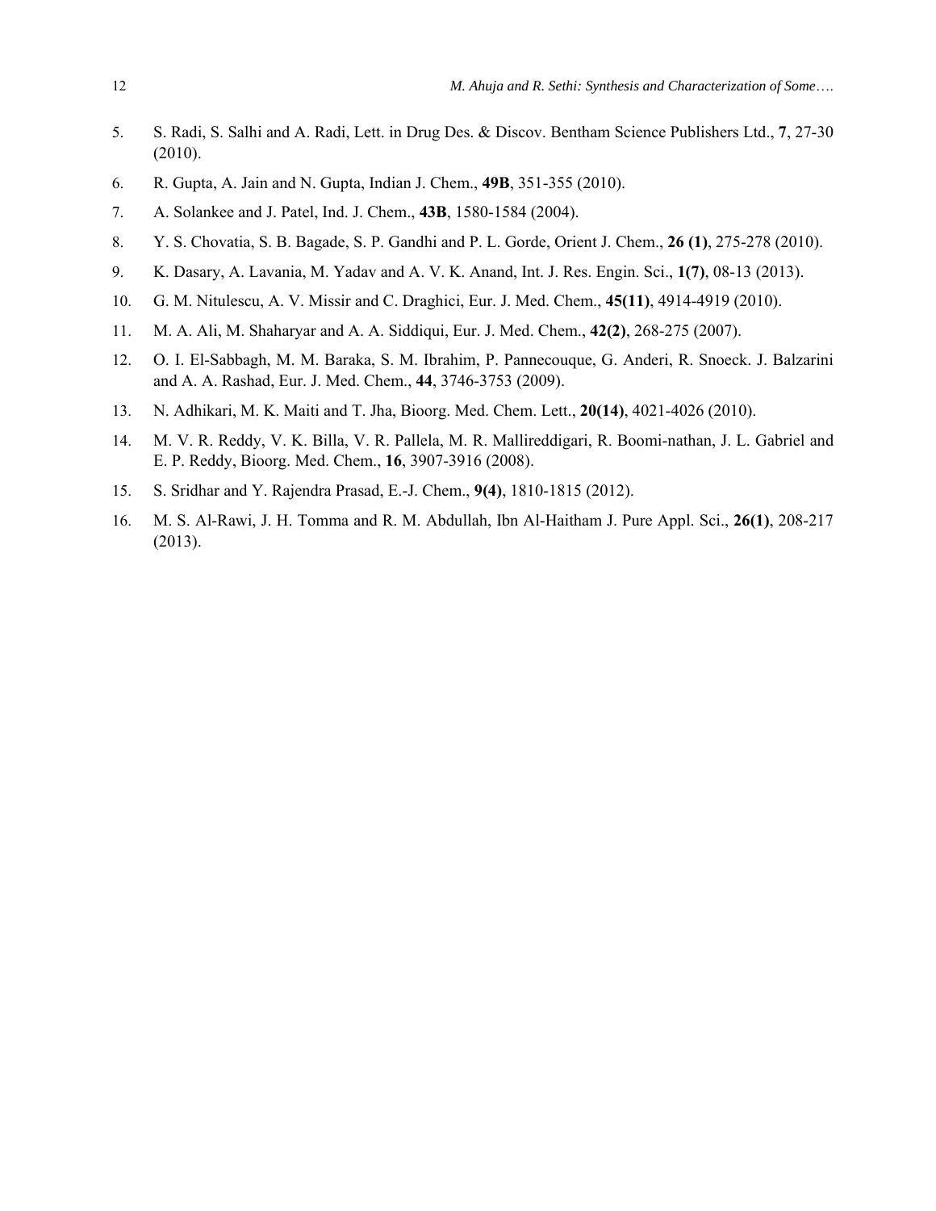5. S. Radi, S. Salhi and A. Radi, Lett. in Drug Des. & Discov. Bentham Science Publishers Ltd., **7**, 27-30 (2010).
6. R. Gupta, A. Jain and N. Gupta, Indian J. Chem., **49B**, 351-355 (2010).
7. A. Solankee and J. Patel, Ind. J. Chem., **43B**, 1580-1584 (2004).
8. Y. S. Chovatia, S. B. Bagade, S. P. Gandhi and P. L. Gorde, Orient J. Chem., **26 (1)**, 275-278 (2010).
9. K. Dasary, A. Lavania, M. Yadav and A. V. K. Anand, Int. J. Res. Engin. Sci., **1(7)**, 08-13 (2013).
10. G. M. Nitulescu, A. V. Missir and C. Draghici, Eur. J. Med. Chem., **45(11)**, 4914-4919 (2010).
11. M. A. Ali, M. Shaharyar and A. A. Siddiqui, Eur. J. Med. Chem., **42(2)**, 268-275 (2007).
12. O. I. El-Sabbagh, M. M. Baraka, S. M. Ibrahim, P. Pannecouque, G. Anderi, R. Snoeck. J. Balzarini and A. A. Rashad, Eur. J. Med. Chem., **44**, 3746-3753 (2009).
13. N. Adhikari, M. K. Maiti and T. Jha, Bioorg. Med. Chem. Lett., **20(14)**, 4021-4026 (2010).
14. M. V. R. Reddy, V. K. Billa, V. R. Pallela, M. R. Mallireddigari, R. Boomi-nathan, J. L. Gabriel and E. P. Reddy, Bioorg. Med. Chem., **16**, 3907-3916 (2008).
15. S. Sridhar and Y. Rajendra Prasad, E.-J. Chem., **9(4)**, 1810-1815 (2012).
16. M. S. Al-Rawi, J. H. Tomma and R. M. Abdullah, Ibn Al-Haitham J. Pure Appl. Sci., **26(1)**, 208-217 (2013).